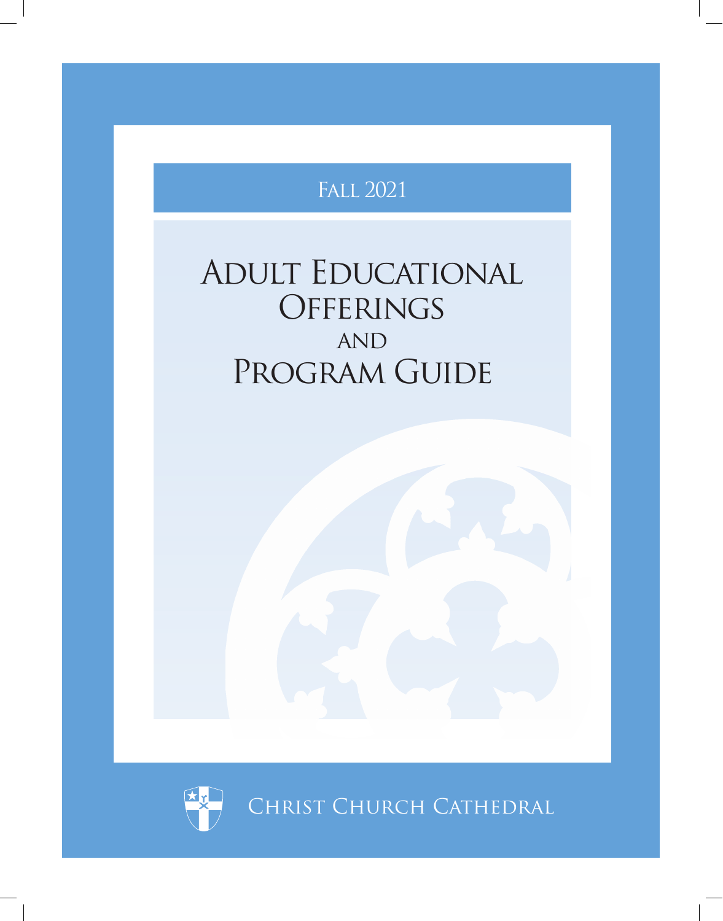Fall 2021

# Adult Educational Offerings and Program Guide

Christ Church Cathedral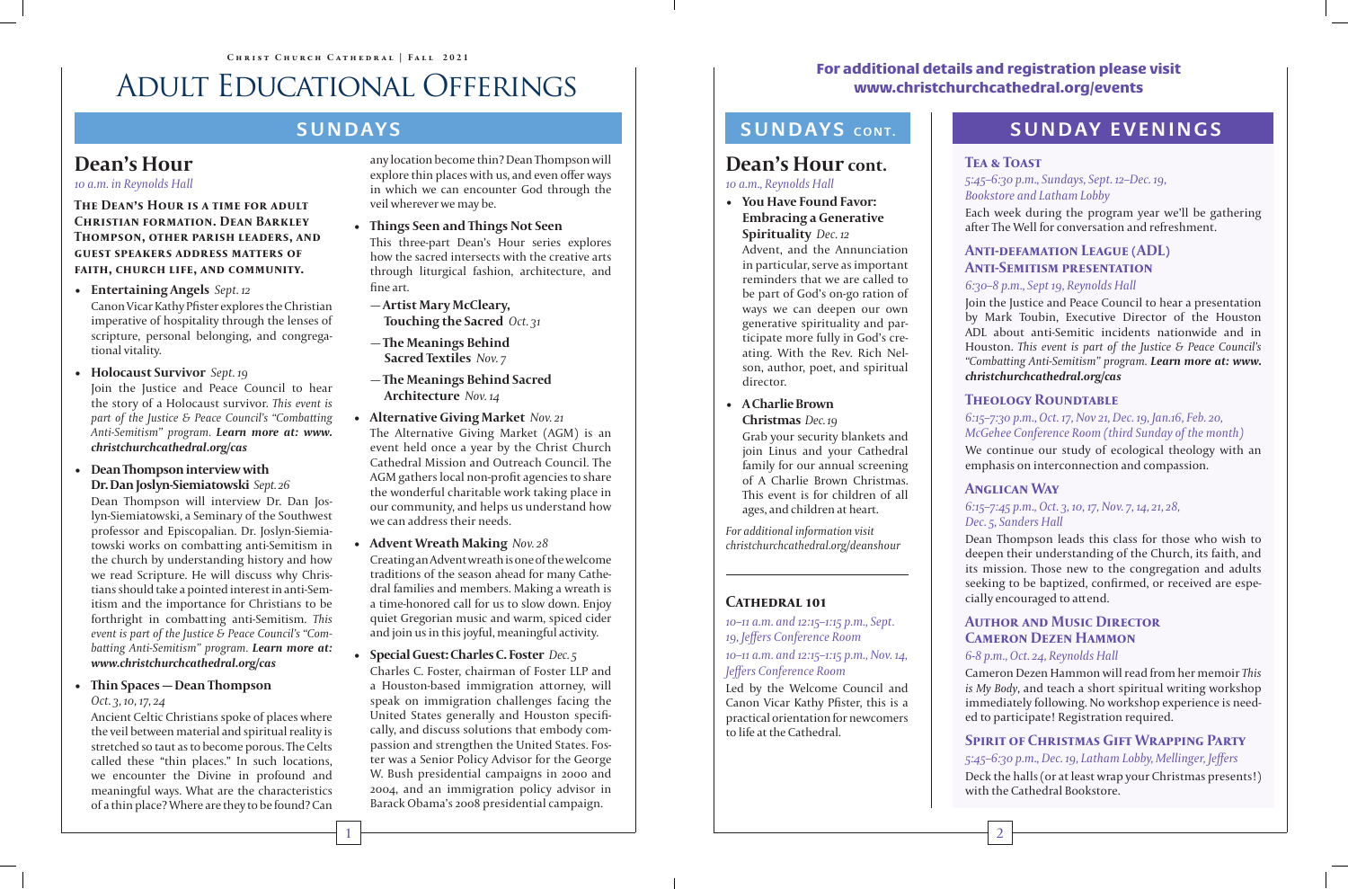Christ Church Cathedral | Fall 2021

# Adult Educational Offerings

## SUNDAYS

### Dean's Hour

*10 a.m. in Reynolds Hall*

**The Dean's Hour is a time for adult Christian formation. Dean Barkley Thompson, other parish leaders, and guest speakers address matters of faith, church life, and community.**

- **Entertaining Angels** *Sept. 12*
  Canon Vicar Kathy Pfister explores the Christian imperative of hospitality through the lenses of scripture, personal belonging, and congregational vitality.

- **Holocaust Survivor** *Sept. 19*
  Join the Justice and Peace Council to hear the story of a Holocaust survivor. *This event is part of the Justice & Peace Council's "Combatting Anti-Semitism" program.* ***Learn more at: www.christchurchcathedral.org/cas***

- **Dean Thompson interview with Dr. Dan Joslyn-Siemiatowski** *Sept. 26*
  Dean Thompson will interview Dr. Dan Joslyn-Siemiatowski, a Seminary of the Southwest professor and Episcopalian. Dr. Joslyn-Siemiatowski works on combatting anti-Semitism in the church by understanding history and how we read Scripture. He will discuss why Christians should take a pointed interest in anti-Semitism and the importance for Christians to be forthright in combatting anti-Semitism. *This event is part of the Justice & Peace Council's "Combatting Anti-Semitism" program.* ***Learn more at: www.christchurchcathedral.org/cas***

- **Thin Spaces — Dean Thompson**
  *Oct. 3, 10, 17, 24*
  Ancient Celtic Christians spoke of places where the veil between material and spiritual reality is stretched so taut as to become porous. The Celts called these "thin places." In such locations, we encounter the Divine in profound and meaningful ways. What are the characteristics of a thin place? Where are they to be found? Can any location become thin? Dean Thompson will explore thin places with us, and even offer ways in which we can encounter God through the veil wherever we may be.

- **Things Seen and Things Not Seen**
  This three-part Dean's Hour series explores how the sacred intersects with the creative arts through liturgical fashion, architecture, and fine art.
  - **Artist Mary McCleary, Touching the Sacred** *Oct. 31*
  - **The Meanings Behind Sacred Textiles** *Nov. 7*
  - **The Meanings Behind Sacred Architecture** *Nov. 14*

- **Alternative Giving Market** *Nov. 21*
  The Alternative Giving Market (AGM) is an event held once a year by the Christ Church Cathedral Mission and Outreach Council. The AGM gathers local non-profit agencies to share the wonderful charitable work taking place in our community, and helps us understand how we can address their needs.

- **Advent Wreath Making** *Nov. 28*
  Creating an Advent wreath is one of the welcome traditions of the season ahead for many Cathedral families and members. Making a wreath is a time-honored call for us to slow down. Enjoy quiet Gregorian music and warm, spiced cider and join us in this joyful, meaningful activity.

- **Special Guest: Charles C. Foster** *Dec. 5*
  Charles C. Foster, chairman of Foster LLP and a Houston-based immigration attorney, will speak on immigration challenges facing the United States generally and Houston specifically, and discuss solutions that embody compassion and strengthen the United States. Foster was a Senior Policy Advisor for the George W. Bush presidential campaigns in 2000 and 2004, and an immigration policy advisor in Barack Obama's 2008 presidential campaign.

**For additional details and registration please visit www.christchurchcathedral.org/events**

## SUNDAYS cont.

### Dean's Hour cont.

*10 a.m., Reynolds Hall*

- **You Have Found Favor: Embracing a Generative Spirituality** *Dec. 12*
  Advent, and the Annunciation in particular, serve as important reminders that we are called to be part of God's on-going ration of ways we can deepen our own generative spirituality and participate more fully in God's creating. With the Rev. Rich Nelson, author, poet, and spiritual director.

- **A Charlie Brown Christmas** *Dec. 19*
  Grab your security blankets and join Linus and your Cathedral family for our annual screening of A Charlie Brown Christmas. This event is for children of all ages, and children at heart.

*For additional information visit christchurchcathedral.org/deanshour*

### Cathedral 101

*10–11 a.m. and 12:15–1:15 p.m., Sept. 19, Jeffers Conference Room*

*10–11 a.m. and 12:15–1:15 p.m., Nov. 14, Jeffers Conference Room*

Led by the Welcome Council and Canon Vicar Kathy Pfister, this is a practical orientation for newcomers to life at the Cathedral.

## SUNDAY EVENINGS

### Tea & Toast

*5:45–6:30 p.m., Sundays, Sept. 12–Dec. 19, Bookstore and Latham Lobby*

Each week during the program year we'll be gathering after The Well for conversation and refreshment.

### Anti-Defamation League (ADL) Anti-Semitism Presentation

*6:30–8 p.m., Sept 19, Reynolds Hall*

Join the Justice and Peace Council to hear a presentation by Mark Toubin, Executive Director of the Houston ADL about anti-Semitic incidents nationwide and in Houston. *This event is part of the Justice & Peace Council's "Combatting Anti-Semitism" program.* ***Learn more at: www.christchurchcathedral.org/cas***

### Theology Roundtable

*6:15–7:30 p.m., Oct. 17, Nov 21, Dec. 19, Jan.16, Feb. 20, McGehee Conference Room (third Sunday of the month)*

We continue our study of ecological theology with an emphasis on interconnection and compassion.

### Anglican Way

*6:15–7:45 p.m., Oct. 3, 10, 17, Nov. 7, 14, 21, 28, Dec. 5, Sanders Hall*

Dean Thompson leads this class for those who wish to deepen their understanding of the Church, its faith, and its mission. Those new to the congregation and adults seeking to be baptized, confirmed, or received are especially encouraged to attend.

### Author and Music Director Cameron Dezen Hammon

*6-8 p.m., Oct. 24, Reynolds Hall*

Cameron Dezen Hammon will read from her memoir *This is My Body*, and teach a short spiritual writing workshop immediately following. No workshop experience is needed to participate! Registration required.

### Spirit of Christmas Gift Wrapping Party

*5:45–6:30 p.m., Dec. 19, Latham Lobby, Mellinger, Jeffers*

Deck the halls (or at least wrap your Christmas presents!) with the Cathedral Bookstore.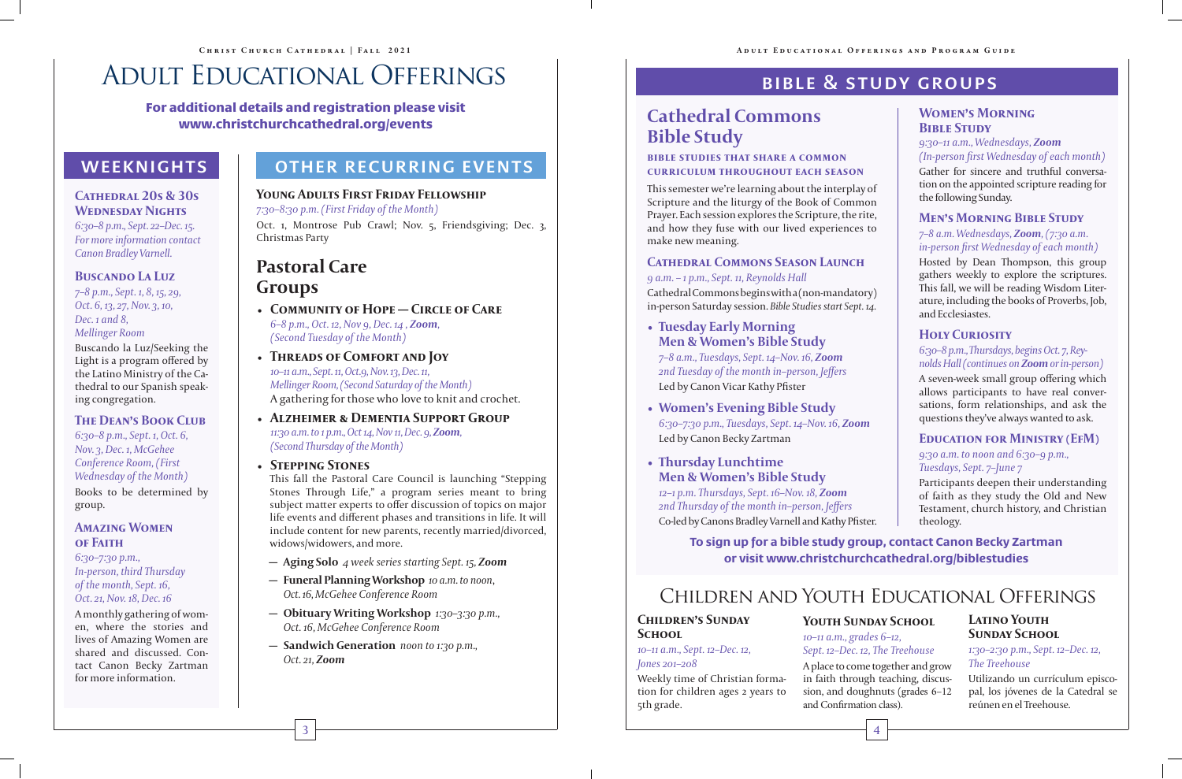# Adult Educational Offerings

**For additional details and registration please visit www.christchurchcathedral.org/events**

## WEEKNIGHTS

### Cathedral 20s & 30s Wednesday Nights

*6:30–8 p.m., Sept. 22–Dec. 15. For more information contact Canon Bradley Varnell.*

### Buscando La Luz

*7–8 p.m., Sept. 1, 8, 15, 29, Oct. 6, 13, 27, Nov. 3, 10, Dec. 1 and 8, Mellinger Room*

Buscando la Luz/Seeking the Light is a program offered by the Latino Ministry of the Cathedral to our Spanish speaking congregation.

### The Dean's Book Club

*6:30–8 p.m., Sept. 1, Oct. 6, Nov. 3, Dec. 1, McGehee Conference Room, (First Wednesday of the Month)*

Books to be determined by group.

### Amazing Women of Faith

*6:30–7:30 p.m., In-person, third Thursday of the month, Sept. 16, Oct. 21, Nov. 18, Dec. 16*

A monthly gathering of women, where the stories and lives of Amazing Women are shared and discussed. Contact Canon Becky Zartman for more information.

## OTHER RECURRING EVENTS

### Young Adults First Friday Fellowship

*7:30–8:30 p.m. (First Friday of the Month)*

Oct. 1, Montrose Pub Crawl; Nov. 5, Friendsgiving; Dec. 3, Christmas Party

## Pastoral Care Groups

- **Community of Hope — Circle of Care**
  *6–8 p.m., Oct. 12, Nov 9, Dec. 14 , **Zoom**, (Second Tuesday of the Month)*
- **Threads of Comfort and Joy**
  *10–11 a.m., Sept. 11, Oct.9, Nov. 13, Dec. 11, Mellinger Room, (Second Saturday of the Month)*
  A gathering for those who love to knit and crochet.
- **Alzheimer & Dementia Support Group**
  *11:30 a.m. to 1 p.m., Oct 14, Nov 11, Dec. 9, **Zoom**, (Second Thursday of the Month)*
- **Stepping Stones**
  This fall the Pastoral Care Council is launching "Stepping Stones Through Life," a program series meant to bring subject matter experts to offer discussion of topics on major life events and different phases and transitions in life. It will include content for new parents, recently married/divorced, widows/widowers, and more.
  - **Aging Solo** *4 week series starting Sept. 15, **Zoom***
  - **Funeral Planning Workshop** *10 a.m. to noon, Oct. 16, McGehee Conference Room*
  - **Obituary Writing Workshop** *1:30–3:30 p.m., Oct. 16, McGehee Conference Room*
  - **Sandwich Generation** *noon to 1:30 p.m., Oct. 21, **Zoom***

## BIBLE & STUDY GROUPS

## Cathedral Commons Bible Study

**BIBLE STUDIES THAT SHARE A COMMON CURRICULUM THROUGHOUT EACH SEASON**

This semester we're learning about the interplay of Scripture and the liturgy of the Book of Common Prayer. Each session explores the Scripture, the rite, and how they fuse with our lived experiences to make new meaning.

### Cathedral Commons Season Launch

*9 a.m. – 1 p.m., Sept. 11, Reynolds Hall*

Cathedral Commons begins with a (non-mandatory) in-person Saturday session. *Bible Studies start Sept. 14.*

- **Tuesday Early Morning Men & Women's Bible Study**
  *7–8 a.m., Tuesdays, Sept. 14–Nov. 16, **Zoom** 2nd Tuesday of the month in–person, Jeffers*
  Led by Canon Vicar Kathy Pfister
- **Women's Evening Bible Study**
  *6:30–7:30 p.m., Tuesdays, Sept. 14–Nov. 16, **Zoom***
  Led by Canon Becky Zartman
- **Thursday Lunchtime Men & Women's Bible Study**
  *12–1 p.m. Thursdays, Sept. 16–Nov. 18, **Zoom** 2nd Thursday of the month in–person, Jeffers*
  Co-led by Canons Bradley Varnell and Kathy Pfister.

### Women's Morning Bible Study

*9:30–11 a.m., Wednesdays, **Zoom** (In-person first Wednesday of each month)*

Gather for sincere and truthful conversation on the appointed scripture reading for the following Sunday.

### Men's Morning Bible Study

*7–8 a.m. Wednesdays, **Zoom**, (7:30 a.m. in-person first Wednesday of each month)*

Hosted by Dean Thompson, this group gathers weekly to explore the scriptures. This fall, we will be reading Wisdom Literature, including the books of Proverbs, Job, and Ecclesiastes.

### Holy Curiosity

*6:30–8 p.m., Thursdays, begins Oct. 7, Reynolds Hall (continues on **Zoom** or in-person)*

A seven-week small group offering which allows participants to have real conversations, form relationships, and ask the questions they've always wanted to ask.

### Education for Ministry (EfM)

*9:30 a.m. to noon and 6:30–9 p.m., Tuesdays, Sept. 7–June 7*

Participants deepen their understanding of faith as they study the Old and New Testament, church history, and Christian theology.

**To sign up for a bible study group, contact Canon Becky Zartman or visit www.christchurchcathedral.org/biblestudies**

# Children and Youth Educational Offerings

### Children's Sunday School

*10–11 a.m., Sept. 12–Dec. 12, Jones 201–208*

Weekly time of Christian formation for children ages 2 years to 5th grade.

### Youth Sunday School

*10–11 a.m., grades 6–12, Sept. 12–Dec. 12, The Treehouse*

A place to come together and grow in faith through teaching, discussion, and doughnuts (grades 6–12 and Confirmation class).

### Latino Youth Sunday School

*1:30–2:30 p.m., Sept. 12–Dec. 12, The Treehouse*

Utilizando un currículum episcopal, los jóvenes de la Catedral se reúnen en el Treehouse.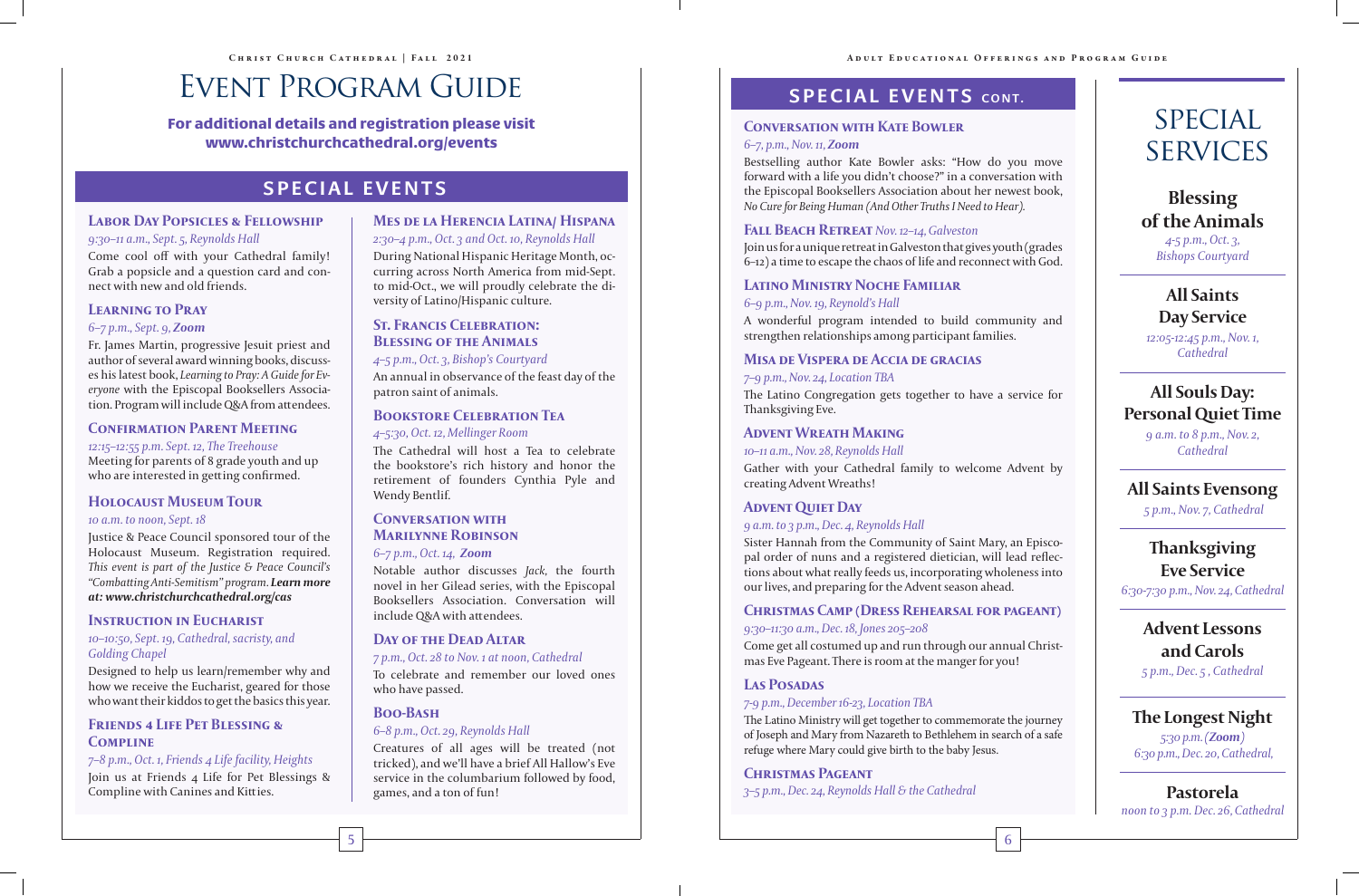# Event Program Guide

**For additional details and registration please visit www.christchurchcathedral.org/events**

## SPECIAL EVENTS

### Labor Day Popsicles & Fellowship

*9:30–11 a.m., Sept. 5, Reynolds Hall*

Come cool off with your Cathedral family! Grab a popsicle and a question card and connect with new and old friends.

### Learning to Pray

*6–7 p.m., Sept. 9, **Zoom***

Fr. James Martin, progressive Jesuit priest and author of several award winning books, discusses his latest book, *Learning to Pray: A Guide for Everyone* with the Episcopal Booksellers Association. Program will include Q&A from attendees.

### Confirmation Parent Meeting

*12:15–12:55 p.m. Sept. 12, The Treehouse*

Meeting for parents of 8 grade youth and up who are interested in getting confirmed.

### Holocaust Museum Tour

*10 a.m. to noon, Sept. 18*

Justice & Peace Council sponsored tour of the Holocaust Museum. Registration required. *This event is part of the Justice & Peace Council's "Combatting Anti-Semitism" program.* ***Learn more at: www.christchurchcathedral.org/cas***

### Instruction in Eucharist

*10–10:50, Sept. 19, Cathedral, sacristy, and Golding Chapel*

Designed to help us learn/remember why and how we receive the Eucharist, geared for those who want their kiddos to get the basics this year.

### Friends 4 Life Pet Blessing & Compline

*7–8 p.m., Oct. 1, Friends 4 Life facility, Heights*

Join us at Friends 4 Life for Pet Blessings & Compline with Canines and Kitties.

### Mes de la Herencia Latina/ Hispana

*2:30–4 p.m., Oct. 3 and Oct. 10, Reynolds Hall*

During National Hispanic Heritage Month, occurring across North America from mid-Sept. to mid-Oct., we will proudly celebrate the diversity of Latino/Hispanic culture.

### St. Francis Celebration: Blessing of the Animals

*4–5 p.m., Oct. 3, Bishop's Courtyard*

An annual in observance of the feast day of the patron saint of animals.

### Bookstore Celebration Tea

*4–5:30, Oct. 12, Mellinger Room*

The Cathedral will host a Tea to celebrate the bookstore's rich history and honor the retirement of founders Cynthia Pyle and Wendy Bentlif.

### Conversation with Marilynne Robinson

*6–7 p.m., Oct. 14, **Zoom***

Notable author discusses *Jack,* the fourth novel in her Gilead series, with the Episcopal Booksellers Association. Conversation will include Q&A with attendees.

### Day of the Dead Altar

*7 p.m., Oct. 28 to Nov. 1 at noon, Cathedral*

To celebrate and remember our loved ones who have passed.

### Boo-Bash

*6–8 p.m., Oct. 29, Reynolds Hall*

Creatures of all ages will be treated (not tricked), and we'll have a brief All Hallow's Eve service in the columbarium followed by food, games, and a ton of fun!

## SPECIAL EVENTS CONT.

### Conversation with Kate Bowler

*6–7, p.m., Nov. 11, **Zoom***

Bestselling author Kate Bowler asks: "How do you move forward with a life you didn't choose?" in a conversation with the Episcopal Booksellers Association about her newest book, *No Cure for Being Human (And Other Truths I Need to Hear).*

### Fall Beach Retreat *Nov. 12–14, Galveston*

Join us for a unique retreat in Galveston that gives youth (grades 6–12) a time to escape the chaos of life and reconnect with God.

### Latino Ministry Noche Familiar

*6–9 p.m., Nov. 19, Reynold's Hall*

A wonderful program intended to build community and strengthen relationships among participant families.

### Misa de Vispera de Accia de gracias

*7–9 p.m., Nov. 24, Location TBA*

The Latino Congregation gets together to have a service for Thanksgiving Eve.

### Advent Wreath Making

*10–11 a.m., Nov. 28, Reynolds Hall*

Gather with your Cathedral family to welcome Advent by creating Advent Wreaths!

### Advent Quiet Day

*9 a.m. to 3 p.m., Dec. 4, Reynolds Hall*

Sister Hannah from the Community of Saint Mary, an Episcopal order of nuns and a registered dietician, will lead reflections about what really feeds us, incorporating wholeness into our lives, and preparing for the Advent season ahead.

### Christmas Camp (Dress Rehearsal for Pageant)

*9:30–11:30 a.m., Dec. 18, Jones 205–208*

Come get all costumed up and run through our annual Christmas Eve Pageant. There is room at the manger for you!

### Las Posadas

*7-9 p.m., December 16-23, Location TBA*

The Latino Ministry will get together to commemorate the journey of Joseph and Mary from Nazareth to Bethlehem in search of a safe refuge where Mary could give birth to the baby Jesus.

### Christmas Pageant

*3–5 p.m., Dec. 24, Reynolds Hall & the Cathedral*

## Special Services

### Blessing of the Animals

*4-5 p.m., Oct. 3, Bishops Courtyard*

### All Saints Day Service

*12:05-12:45 p.m., Nov. 1, Cathedral*

### All Souls Day: Personal Quiet Time

*9 a.m. to 8 p.m., Nov. 2, Cathedral*

### All Saints Evensong

*5 p.m., Nov. 7, Cathedral*

### Thanksgiving Eve Service

*6:30-7:30 p.m., Nov. 24, Cathedral*

### Advent Lessons and Carols

*5 p.m., Dec. 5 , Cathedral*

### The Longest Night

*5:30 p.m. (**Zoom**)*
*6:30 p.m., Dec. 20, Cathedral,*

### Pastorela

*noon to 3 p.m. Dec. 26, Cathedral*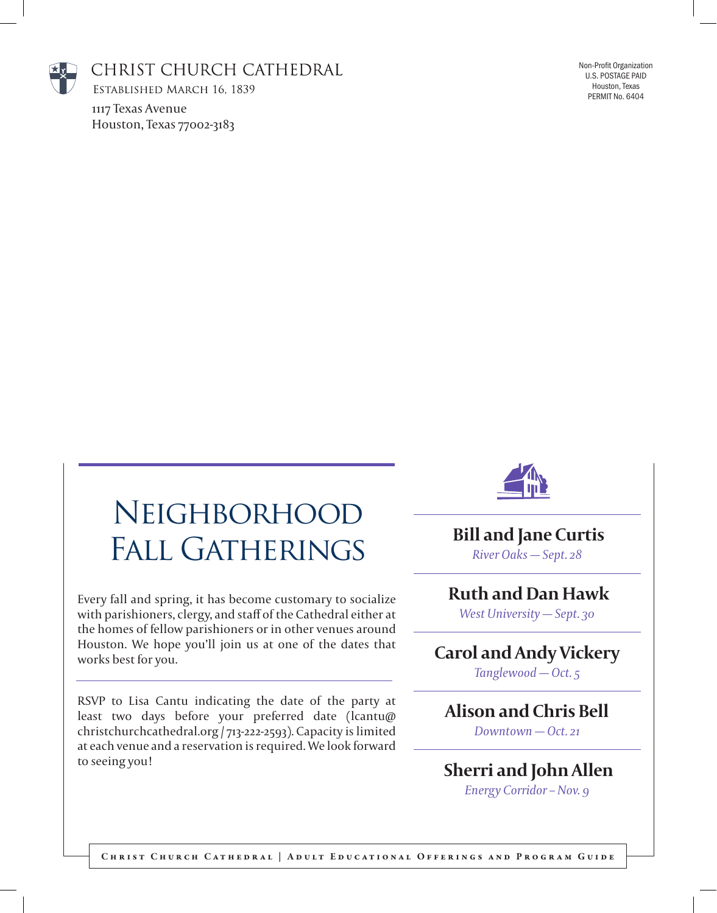CHRIST CHURCH CATHEDRAL

ESTABLISHED MARCH 16, 1839

1117 Texas Avenue
Houston, Texas 77002-3183

Non-Profit Organization
U.S. POSTAGE PAID
Houston, Texas
PERMIT No. 6404

# Neighborhood Fall Gatherings

Every fall and spring, it has become customary to socialize with parishioners, clergy, and staff of the Cathedral either at the homes of fellow parishioners or in other venues around Houston. We hope you'll join us at one of the dates that works best for you.

RSVP to Lisa Cantu indicating the date of the party at least two days before your preferred date (lcantu@christchurchcathedral.org / 713-222-2593). Capacity is limited at each venue and a reservation is required. We look forward to seeing you!

**Bill and Jane Curtis**
*River Oaks — Sept. 28*

**Ruth and Dan Hawk**
*West University — Sept. 30*

**Carol and Andy Vickery**
*Tanglewood — Oct. 5*

**Alison and Chris Bell**
*Downtown — Oct. 21*

**Sherri and John Allen**
*Energy Corridor – Nov. 9*